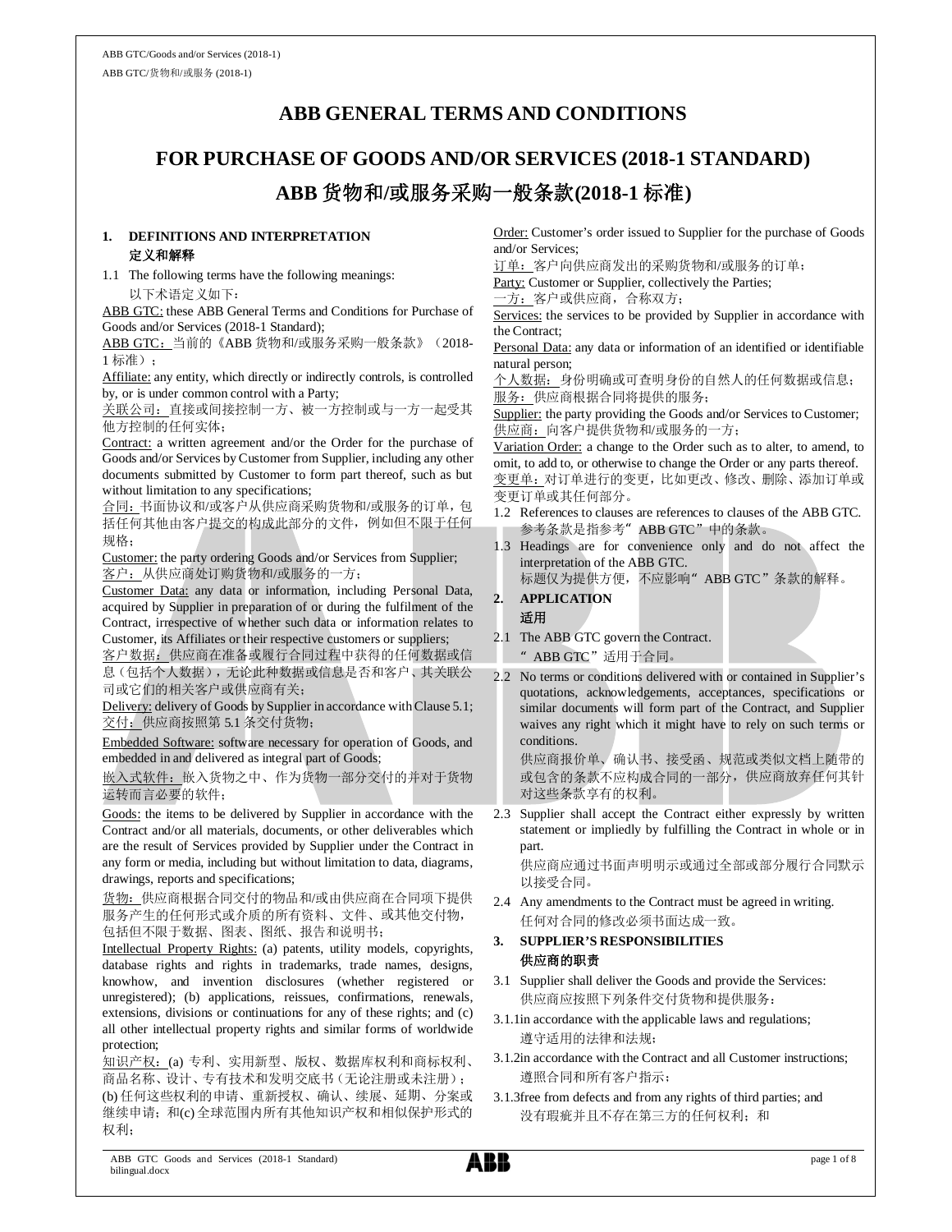# ABB GENERAL TERMS AND CONDITIONS

# FOR PURCHASE OF GOODS AND/OR SERVICES (2018-1 STANDARD)

# ABB 货物和/或服务采购一般条款(2018-1 标准)

## 1. DEFINITIONS AND INTERPRETATION
## 定义和解释

1.1 The following terms have the following meanings:
以下术语定义如下：

<u>ABB GTC:</u> these ABB General Terms and Conditions for Purchase of Goods and/or Services (2018-1 Standard);
<u>ABB GTC：</u>当前的《ABB 货物和/或服务采购一般条款》（2018-1 标准）；

<u>Affiliate:</u> any entity, which directly or indirectly controls, is controlled by, or is under common control with a Party;
<u>关联公司：</u>直接或间接控制一方、被一方控制或与一方一起受其他方控制的任何实体；

<u>Contract:</u> a written agreement and/or the Order for the purchase of Goods and/or Services by Customer from Supplier, including any other documents submitted by Customer to form part thereof, such as but without limitation to any specifications;
<u>合同：</u>书面协议和/或客户从供应商采购货物和/或服务的订单，包括任何其他由客户提交的构成此部分的文件，例如但不限于任何规格；

<u>Customer:</u> the party ordering Goods and/or Services from Supplier;
<u>客户：</u>从供应商处订购货物和/或服务的一方；

<u>Customer Data:</u> any data or information, including Personal Data, acquired by Supplier in preparation of or during the fulfilment of the Contract, irrespective of whether such data or information relates to Customer, its Affiliates or their respective customers or suppliers;
<u>客户数据：</u>供应商在准备或履行合同过程中获得的任何数据或信息（包括个人数据），无论此种数据或信息是否和客户、其关联公司或它们的相关客户或供应商有关；

<u>Delivery:</u> delivery of Goods by Supplier in accordance with Clause 5.1;
<u>交付：</u>供应商按照第 5.1 条交付货物；

<u>Embedded Software:</u> software necessary for operation of Goods, and embedded in and delivered as integral part of Goods;
<u>嵌入式软件：</u>嵌入货物之中、作为货物一部分交付的并对于货物运转而言必要的软件；

<u>Goods:</u> the items to be delivered by Supplier in accordance with the Contract and/or all materials, documents, or other deliverables which are the result of Services provided by Supplier under the Contract in any form or media, including but without limitation to data, diagrams, drawings, reports and specifications;
<u>货物：</u>供应商根据合同交付的物品和/或由供应商在合同项下提供服务产生的任何形式或介质的所有资料、文件、或其他交付物，包括但不限于数据、图表、图纸、报告和说明书；

<u>Intellectual Property Rights:</u> (a) patents, utility models, copyrights, database rights and rights in trademarks, trade names, designs, knowhow, and invention disclosures (whether registered or unregistered); (b) applications, reissues, confirmations, renewals, extensions, divisions or continuations for any of these rights; and (c) all other intellectual property rights and similar forms of worldwide protection;
<u>知识产权：</u>(a) 专利、实用新型、版权、数据库权利和商标权利、商品名称、设计、专有技术和发明交底书（无论注册或未注册）；(b) 任何这些权利的申请、重新授权、确认、续展、延期、分案或继续申请；和(c) 全球范围内所有其他知识产权和相似保护形式的权利；

<u>Order:</u> Customer's order issued to Supplier for the purchase of Goods and/or Services;
<u>订单：</u>客户向供应商发出的采购货物和/或服务的订单；

<u>Party:</u> Customer or Supplier, collectively the Parties;
<u>一方：</u>客户或供应商，合称双方；

<u>Services:</u> the services to be provided by Supplier in accordance with the Contract;

<u>Personal Data:</u> any data or information of an identified or identifiable natural person;
<u>个人数据：</u>身份明确或可查明身份的自然人的任何数据或信息；

<u>服务：</u>供应商根据合同将提供的服务；

<u>Supplier:</u> the party providing the Goods and/or Services to Customer;
<u>供应商：</u>向客户提供货物和/或服务的一方；

<u>Variation Order:</u> a change to the Order such as to alter, to amend, to omit, to add to, or otherwise to change the Order or any parts thereof.
<u>变更单：</u>对订单进行的变更，比如更改、修改、删除、添加订单或变更订单或其任何部分。

1.2 References to clauses are references to clauses of the ABB GTC.
参考条款是指参考" ABB GTC"中的条款。

1.3 Headings are for convenience only and do not affect the interpretation of the ABB GTC.
标题仅为提供方便，不应影响" ABB GTC"条款的解释。

## 2. APPLICATION
## 适用

2.1 The ABB GTC govern the Contract.
" ABB GTC"适用于合同。

2.2 No terms or conditions delivered with or contained in Supplier's quotations, acknowledgements, acceptances, specifications or similar documents will form part of the Contract, and Supplier waives any right which it might have to rely on such terms or conditions.
供应商报价单、确认书、接受函、规范或类似文档上随带的或包含的条款不应构成合同的一部分，供应商放弃任何其针对这些条款享有的权利。

2.3 Supplier shall accept the Contract either expressly by written statement or impliedly by fulfilling the Contract in whole or in part.
供应商应通过书面声明明示或通过全部或部分履行合同默示以接受合同。

2.4 Any amendments to the Contract must be agreed in writing.
任何对合同的修改必须书面达成一致。

## 3. SUPPLIER'S RESPONSIBILITIES
## 供应商的职责

3.1 Supplier shall deliver the Goods and provide the Services:
供应商应按照下列条件交付货物和提供服务：

3.1.1 in accordance with the applicable laws and regulations;
遵守适用的法律和法规；

3.1.2 in accordance with the Contract and all Customer instructions;
遵照合同和所有客户指示；

3.1.3 free from defects and from any rights of third parties; and
没有瑕疵并且不存在第三方的任何权利；和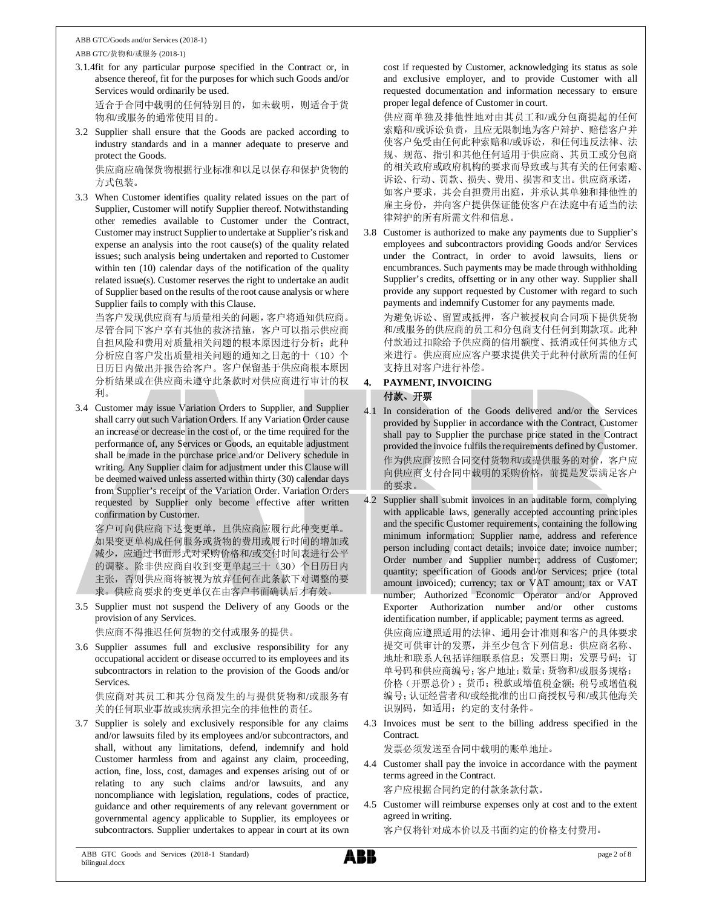3.1.4 fit for any particular purpose specified in the Contract or, in absence thereof, fit for the purposes for which such Goods and/or Services would ordinarily be used.

适合于合同中载明的任何特别目的，如未载明，则适合于货物和/或服务的通常使用目的。

3.2 Supplier shall ensure that the Goods are packed according to industry standards and in a manner adequate to preserve and protect the Goods.

供应商应确保货物根据行业标准和以足以保存和保护货物的方式包装。

3.3 When Customer identifies quality related issues on the part of Supplier, Customer will notify Supplier thereof. Notwithstanding other remedies available to Customer under the Contract, Customer may instruct Supplier to undertake at Supplier's risk and expense an analysis into the root cause(s) of the quality related issues; such analysis being undertaken and reported to Customer within ten (10) calendar days of the notification of the quality related issue(s). Customer reserves the right to undertake an audit of Supplier based on the results of the root cause analysis or where Supplier fails to comply with this Clause.

当客户发现供应商有与质量相关的问题，客户将通知供应商。尽管合同下客户享有其他的救济措施，客户可以指示供应商自担风险和费用对质量相关问题的根本原因进行分析；此种分析应自客户发出质量相关问题的通知之日起的十（10）个日历日内做出并报告给客户。客户保留基于供应商根本原因分析结果或在供应商未遵守此条款时对供应商进行审计的权利。

3.4 Customer may issue Variation Orders to Supplier, and Supplier shall carry out such Variation Orders. If any Variation Order cause an increase or decrease in the cost of, or the time required for the performance of, any Services or Goods, an equitable adjustment shall be made in the purchase price and/or Delivery schedule in writing. Any Supplier claim for adjustment under this Clause will be deemed waived unless asserted within thirty (30) calendar days from Supplier's receipt of the Variation Order. Variation Orders requested by Supplier only become effective after written confirmation by Customer.

客户可向供应商下达变更单，且供应商应履行此种变更单。如果变更单构成任何服务或货物的费用或履行时间的增加或减少，应通过书面形式对采购价格和/或交付时间表进行公平的调整。除非供应商自收到变更单起三十（30）个日历日内主张，否则供应商将被视为放弃任何在此条款下对调整的要求。供应商要求的变更单仅在由客户书面确认后才有效。

3.5 Supplier must not suspend the Delivery of any Goods or the provision of any Services.

供应商不得推迟任何货物的交付或服务的提供。

3.6 Supplier assumes full and exclusive responsibility for any occupational accident or disease occurred to its employees and its subcontractors in relation to the provision of the Goods and/or Services.

供应商对其员工和其分包商发生的与提供货物和/或服务有关的任何职业事故或疾病承担完全的排他性的责任。

3.7 Supplier is solely and exclusively responsible for any claims and/or lawsuits filed by its employees and/or subcontractors, and shall, without any limitations, defend, indemnify and hold Customer harmless from and against any claim, proceeding, action, fine, loss, cost, damages and expenses arising out of or relating to any such claims and/or lawsuits, and any noncompliance with legislation, regulations, codes of practice, guidance and other requirements of any relevant government or governmental agency applicable to Supplier, its employees or subcontractors. Supplier undertakes to appear in court at its own cost if requested by Customer, acknowledging its status as sole and exclusive employer, and to provide Customer with all requested documentation and information necessary to ensure proper legal defence of Customer in court.

供应商单独及排他性地对由其员工和/或分包商提起的任何索赔和/或诉讼负责，且应无限制地为客户辩护、赔偿客户并使客户免受由任何此种索赔和/或诉讼，和任何违反法律、法规、规范、指引和其他任何适用于供应商、其员工或分包商的相关政府或政府机构的要求而导致或与其有关的任何索赔、诉讼、行动、罚款、损失、费用、损害和支出。供应商承诺，如客户要求，其会自担费用出庭，并承认其单独和排他性的雇主身份，并向客户提供保证能使客户在法庭中有适当的法律辩护的所有所需文件和信息。

3.8 Customer is authorized to make any payments due to Supplier's employees and subcontractors providing Goods and/or Services under the Contract, in order to avoid lawsuits, liens or encumbrances. Such payments may be made through withholding Supplier's credits, offsetting or in any other way. Supplier shall provide any support requested by Customer with regard to such payments and indemnify Customer for any payments made.

为避免诉讼、留置或抵押，客户被授权向合同项下提供货物和/或服务的供应商的员工和分包商支付任何到期款项。此种付款通过扣除给予供应商的信用额度、抵消或任何其他方式来进行。供应商应应客户要求提供关于此种付款所需的任何支持且对客户进行补偿。

## 4. PAYMENT, INVOICING

## 付款、开票

4.1 In consideration of the Goods delivered and/or the Services provided by Supplier in accordance with the Contract, Customer shall pay to Supplier the purchase price stated in the Contract provided the invoice fulfils the requirements defined by Customer.

作为供应商按照合同交付货物和/或提供服务的对价，客户应向供应商支付合同中载明的采购价格，前提是发票满足客户的要求。

4.2 Supplier shall submit invoices in an auditable form, complying with applicable laws, generally accepted accounting principles and the specific Customer requirements, containing the following minimum information: Supplier name, address and reference person including contact details; invoice date; invoice number; Order number and Supplier number; address of Customer; quantity; specification of Goods and/or Services; price (total amount invoiced); currency; tax or VAT amount; tax or VAT number; Authorized Economic Operator and/or Approved Exporter Authorization number and/or other customs identification number, if applicable; payment terms as agreed.

供应商应遵照适用的法律、通用会计准则和客户的具体要求提交可供审计的发票，并至少包含下列信息：供应商名称、地址和联系人包括详细联系信息；发票日期；发票号码；订单号码和供应商编号；客户地址；数量；货物和/或服务规格；价格（开票总价）；货币；税款或增值税金额；税号或增值税编号；认证经营者和/或经批准的出口商授权号和/或其他海关识别码，如适用；约定的支付条件。

4.3 Invoices must be sent to the billing address specified in the Contract.

发票必须发送至合同中载明的账单地址。

4.4 Customer shall pay the invoice in accordance with the payment terms agreed in the Contract.

客户应根据合同约定的付款条款付款。

4.5 Customer will reimburse expenses only at cost and to the extent agreed in writing.

客户仅将针对成本价以及书面约定的价格支付费用。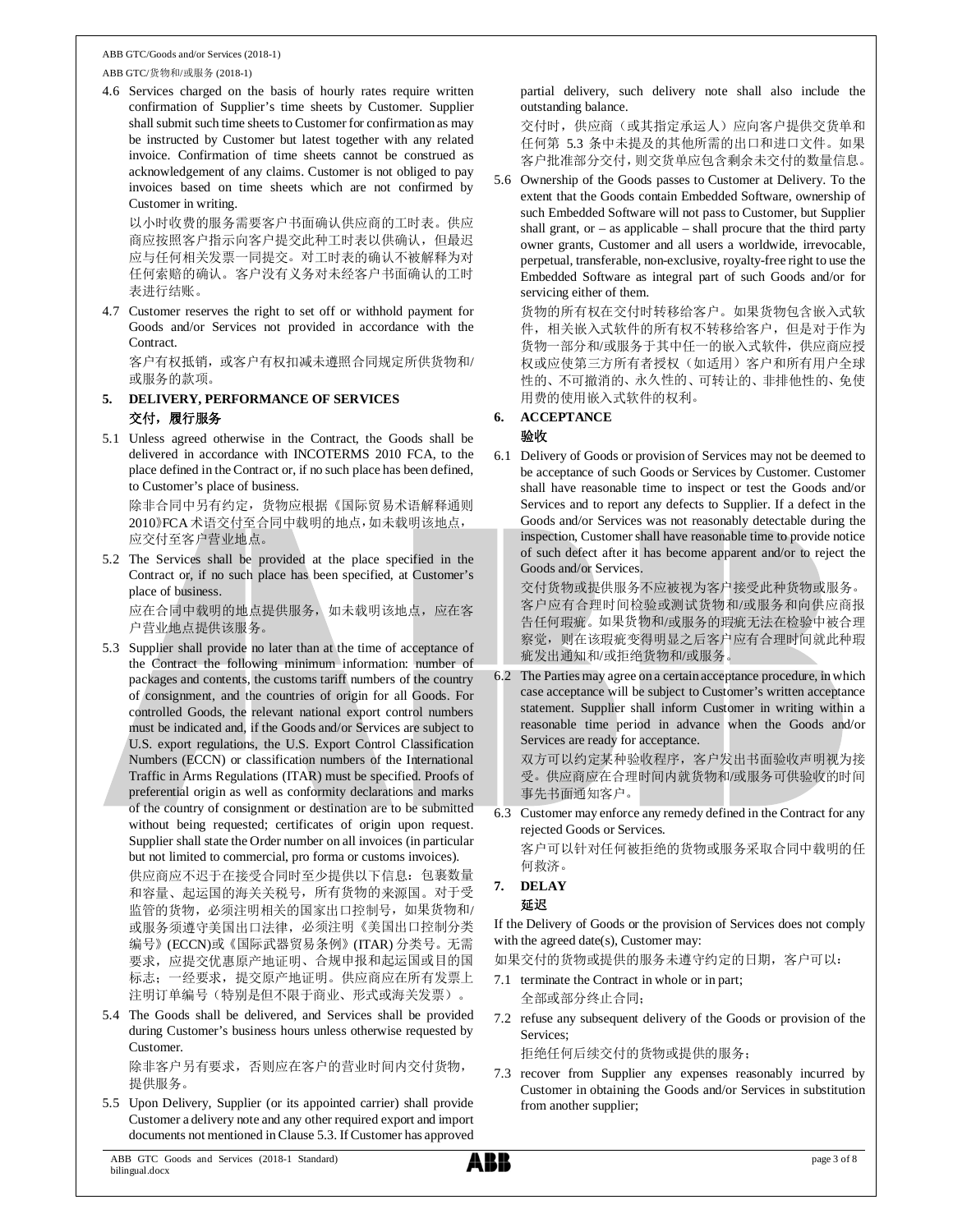4.6 Services charged on the basis of hourly rates require written confirmation of Supplier's time sheets by Customer. Supplier shall submit such time sheets to Customer for confirmation as may be instructed by Customer but latest together with any related invoice. Confirmation of time sheets cannot be construed as acknowledgement of any claims. Customer is not obliged to pay invoices based on time sheets which are not confirmed by Customer in writing.

以小时收费的服务需要客户书面确认供应商的工时表。供应商应按照客户指示向客户提交此种工时表以供确认，但最迟应与任何相关发票一同提交。对工时表的确认不被解释为对任何索赔的确认。客户没有义务对未经客户书面确认的工时表进行结账。

4.7 Customer reserves the right to set off or withhold payment for Goods and/or Services not provided in accordance with the Contract.

客户有权抵销，或客户有权扣减未遵照合同规定所供货物和/或服务的款项。

## 5. DELIVERY, PERFORMANCE OF SERVICES
## 交付，履行服务

5.1 Unless agreed otherwise in the Contract, the Goods shall be delivered in accordance with INCOTERMS 2010 FCA, to the place defined in the Contract or, if no such place has been defined, to Customer's place of business.

除非合同中另有约定，货物应根据《国际贸易术语解释通则2010》FCA术语交付至合同中载明的地点，如未载明该地点，应交付至客户营业地点。

5.2 The Services shall be provided at the place specified in the Contract or, if no such place has been specified, at Customer's place of business.

应在合同中载明的地点提供服务，如未载明该地点，应在客户营业地点提供该服务。

5.3 Supplier shall provide no later than at the time of acceptance of the Contract the following minimum information: number of packages and contents, the customs tariff numbers of the country of consignment, and the countries of origin for all Goods. For controlled Goods, the relevant national export control numbers must be indicated and, if the Goods and/or Services are subject to U.S. export regulations, the U.S. Export Control Classification Numbers (ECCN) or classification numbers of the International Traffic in Arms Regulations (ITAR) must be specified. Proofs of preferential origin as well as conformity declarations and marks of the country of consignment or destination are to be submitted without being requested; certificates of origin upon request. Supplier shall state the Order number on all invoices (in particular but not limited to commercial, pro forma or customs invoices).

供应商应不迟于在接受合同时至少提供以下信息：包裹数量和容量、起运国的海关关税号，所有货物的来源国。对于受监管的货物，必须注明相关的国家出口控制号，如果货物和/或服务须遵守美国出口法律，必须注明《美国出口控制分类编号》(ECCN)或《国际武器贸易条例》(ITAR) 分类号。无需要求，应提交优惠原产地证明、合规申报和起运国或目的国标志；一经要求，提交原产地证明。供应商应在所有发票上注明订单编号（特别是但不限于商业、形式或海关发票）。

5.4 The Goods shall be delivered, and Services shall be provided during Customer's business hours unless otherwise requested by Customer.

除非客户另有要求，否则应在客户的营业时间内交付货物，提供服务。

5.5 Upon Delivery, Supplier (or its appointed carrier) shall provide Customer a delivery note and any other required export and import documents not mentioned in Clause 5.3. If Customer has approved partial delivery, such delivery note shall also include the outstanding balance.

交付时，供应商（或其指定承运人）应向客户提供交货单和任何第 5.3 条中未提及的其他所需的出口和进口文件。如果客户批准部分交付，则交货单应包含剩余未交付的数量信息。

5.6 Ownership of the Goods passes to Customer at Delivery. To the extent that the Goods contain Embedded Software, ownership of such Embedded Software will not pass to Customer, but Supplier shall grant, or – as applicable – shall procure that the third party owner grants, Customer and all users a worldwide, irrevocable, perpetual, transferable, non-exclusive, royalty-free right to use the Embedded Software as integral part of such Goods and/or for servicing either of them.

货物的所有权在交付时转移给客户。如果货物包含嵌入式软件，相关嵌入式软件的所有权不转移给客户，但是对于作为货物一部分和/或服务于其中任一的嵌入式软件，供应商应授权或应使第三方所有者授权（如适用）客户和所有用户全球性的、不可撤消的、永久性的、可转让的、非排他性的、免使用费的使用嵌入式软件的权利。

## 6. ACCEPTANCE
## 验收

6.1 Delivery of Goods or provision of Services may not be deemed to be acceptance of such Goods or Services by Customer. Customer shall have reasonable time to inspect or test the Goods and/or Services and to report any defects to Supplier. If a defect in the Goods and/or Services was not reasonably detectable during the inspection, Customer shall have reasonable time to provide notice of such defect after it has become apparent and/or to reject the Goods and/or Services.

交付货物或提供服务不应被视为客户接受此种货物或服务。客户应有合理时间检验或测试货物和/或服务和向供应商报告任何瑕疵。如果货物和/或服务的瑕疵无法在检验中被合理察觉，则在该瑕疵变得明显之后客户应有合理时间就此种瑕疵发出通知和/或拒绝货物和/或服务。

6.2 The Parties may agree on a certain acceptance procedure, in which case acceptance will be subject to Customer's written acceptance statement. Supplier shall inform Customer in writing within a reasonable time period in advance when the Goods and/or Services are ready for acceptance.

双方可以约定某种验收程序，客户发出书面验收声明视为接受。供应商应在合理时间内就货物和/或服务可供验收的时间事先书面通知客户。

6.3 Customer may enforce any remedy defined in the Contract for any rejected Goods or Services.

客户可以针对任何被拒绝的货物或服务采取合同中载明的任何救济。

## 7. DELAY
## 延迟

If the Delivery of Goods or the provision of Services does not comply with the agreed date(s), Customer may:

如果交付的货物或提供的服务未遵守约定的日期，客户可以：

7.1 terminate the Contract in whole or in part;

全部或部分终止合同；

7.2 refuse any subsequent delivery of the Goods or provision of the Services;

拒绝任何后续交付的货物或提供的服务；

7.3 recover from Supplier any expenses reasonably incurred by Customer in obtaining the Goods and/or Services in substitution from another supplier;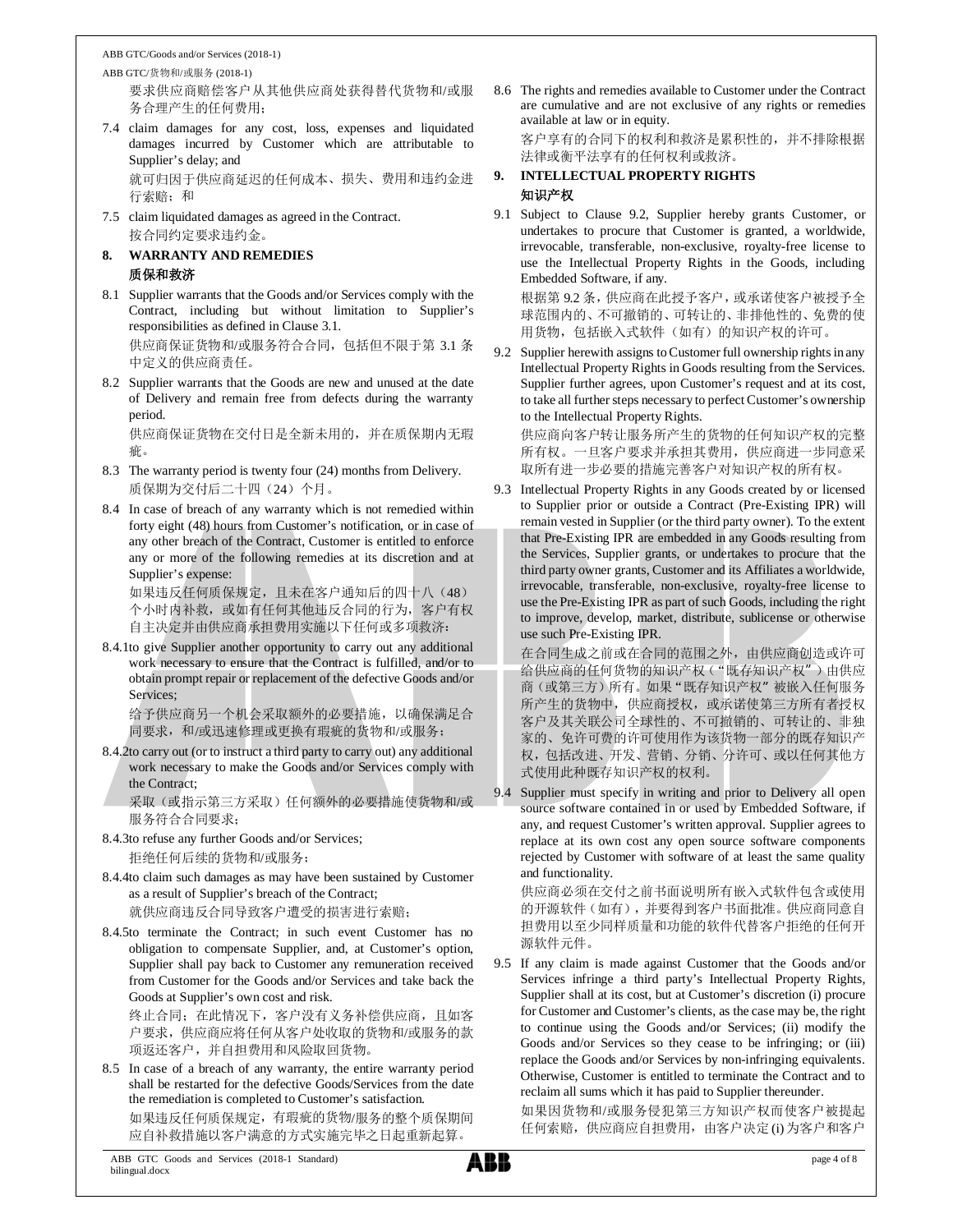要求供应商赔偿客户从其他供应商处获得替代货物和/或服务合理产生的任何费用；

7.4 claim damages for any cost, loss, expenses and liquidated damages incurred by Customer which are attributable to Supplier's delay; and

就可归因于供应商延迟的任何成本、损失、费用和违约金进行索赔；和

7.5 claim liquidated damages as agreed in the Contract.

按合同约定要求违约金。

## 8. WARRANTY AND REMEDIES

## 质保和救济

8.1 Supplier warrants that the Goods and/or Services comply with the Contract, including but without limitation to Supplier's responsibilities as defined in Clause 3.1.

供应商保证货物和/或服务符合合同，包括但不限于第 3.1 条中定义的供应商责任。

8.2 Supplier warrants that the Goods are new and unused at the date of Delivery and remain free from defects during the warranty period.

供应商保证货物在交付日是全新未用的，并在质保期内无瑕疵。

8.3 The warranty period is twenty four (24) months from Delivery.

质保期为交付后二十四（24）个月。

8.4 In case of breach of any warranty which is not remedied within forty eight (48) hours from Customer's notification, or in case of any other breach of the Contract, Customer is entitled to enforce any or more of the following remedies at its discretion and at Supplier's expense:

如果违反任何质保规定，且未在客户通知后的四十八（48）个小时内补救，或如有任何其他违反合同的行为，客户有权自主决定并由供应商承担费用实施以下任何或多项救济：

8.4.1 to give Supplier another opportunity to carry out any additional work necessary to ensure that the Contract is fulfilled, and/or to obtain prompt repair or replacement of the defective Goods and/or Services;

给予供应商另一个机会采取额外的必要措施，以确保满足合同要求，和/或迅速修理或更换有瑕疵的货物和/或服务；

8.4.2 to carry out (or to instruct a third party to carry out) any additional work necessary to make the Goods and/or Services comply with the Contract;

采取（或指示第三方采取）任何额外的必要措施使货物和/或服务符合合同要求；

8.4.3 to refuse any further Goods and/or Services;

拒绝任何后续的货物和/或服务；

8.4.4 to claim such damages as may have been sustained by Customer as a result of Supplier's breach of the Contract;

就供应商违反合同导致客户遭受的损害进行索赔；

8.4.5 to terminate the Contract; in such event Customer has no obligation to compensate Supplier, and, at Customer's option, Supplier shall pay back to Customer any remuneration received from Customer for the Goods and/or Services and take back the Goods at Supplier's own cost and risk.

终止合同；在此情况下，客户没有义务补偿供应商，且如客户要求，供应商应将任何从客户处收取的货物和/或服务的款项返还客户，并自担费用和风险取回货物。

8.5 In case of a breach of any warranty, the entire warranty period shall be restarted for the defective Goods/Services from the date the remediation is completed to Customer's satisfaction.

如果违反任何质保规定，有瑕疵的货物/服务的整个质保期间应自补救措施以客户满意的方式实施完毕之日起重新起算。

8.6 The rights and remedies available to Customer under the Contract are cumulative and are not exclusive of any rights or remedies available at law or in equity.

客户享有的合同下的权利和救济是累积性的，并不排除根据法律或衡平法享有的任何权利或救济。

## 9. INTELLECTUAL PROPERTY RIGHTS

## 知识产权

9.1 Subject to Clause 9.2, Supplier hereby grants Customer, or undertakes to procure that Customer is granted, a worldwide, irrevocable, transferable, non-exclusive, royalty-free license to use the Intellectual Property Rights in the Goods, including Embedded Software, if any.

根据第 9.2 条，供应商在此授予客户，或承诺使客户被授予全球范围内的、不可撤销的、可转让的、非排他性的、免费的使用货物，包括嵌入式软件（如有）的知识产权的许可。

9.2 Supplier herewith assigns to Customer full ownership rights in any Intellectual Property Rights in Goods resulting from the Services. Supplier further agrees, upon Customer's request and at its cost, to take all further steps necessary to perfect Customer's ownership to the Intellectual Property Rights.

供应商向客户转让服务所产生的货物的任何知识产权的完整所有权。一旦客户要求并承担其费用，供应商进一步同意采取所有进一步必要的措施完善客户对知识产权的所有权。

9.3 Intellectual Property Rights in any Goods created by or licensed to Supplier prior or outside a Contract (Pre-Existing IPR) will remain vested in Supplier (or the third party owner). To the extent that Pre-Existing IPR are embedded in any Goods resulting from the Services, Supplier grants, or undertakes to procure that the third party owner grants, Customer and its Affiliates a worldwide, irrevocable, transferable, non-exclusive, royalty-free license to use the Pre-Existing IPR as part of such Goods, including the right to improve, develop, market, distribute, sublicense or otherwise use such Pre-Existing IPR.

在合同生成之前或在合同的范围之外，由供应商创造或许可给供应商的任何货物的知识产权（"既存知识产权"）由供应商（或第三方）所有。如果"既存知识产权"被嵌入任何服务所产生的货物中，供应商授权，或承诺使第三方所有者授权客户及其关联公司全球性的、不可撤销的、可转让的、非独家的、免许可费的许可使用作为该货物一部分的既存知识产权，包括改进、开发、营销、分销、分许可、或以任何其他方式使用此种既存知识产权的权利。

9.4 Supplier must specify in writing and prior to Delivery all open source software contained in or used by Embedded Software, if any, and request Customer's written approval. Supplier agrees to replace at its own cost any open source software components rejected by Customer with software of at least the same quality and functionality.

供应商必须在交付之前书面说明所有嵌入式软件包含或使用的开源软件（如有），并要得到客户书面批准。供应商同意自担费用以至少同样质量和功能的软件代替客户拒绝的任何开源软件元件。

9.5 If any claim is made against Customer that the Goods and/or Services infringe a third party's Intellectual Property Rights, Supplier shall at its cost, but at Customer's discretion (i) procure for Customer and Customer's clients, as the case may be, the right to continue using the Goods and/or Services; (ii) modify the Goods and/or Services so they cease to be infringing; or (iii) replace the Goods and/or Services by non-infringing equivalents. Otherwise, Customer is entitled to terminate the Contract and to reclaim all sums which it has paid to Supplier thereunder.

如果因货物和/或服务侵犯第三方知识产权而使客户被提起任何索赔，供应商应自担费用，由客户决定 (i) 为客户和客户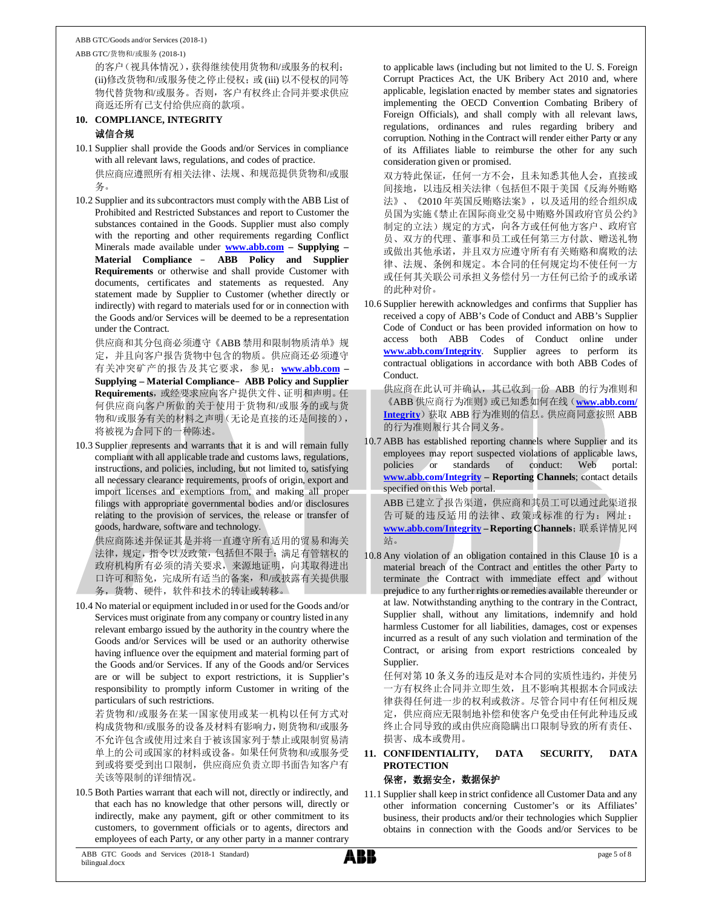的客户（视具体情况），获得继续使用货物和/或服务的权利；(ii)修改货物和/或服务使之停止侵权；或 (iii) 以不侵权的同等物代替货物和/或服务。否则，客户有权终止合同并要求供应商返还所有已支付给供应商的款项。

## 10. COMPLIANCE, INTEGRITY
## 诚信合规

10.1 Supplier shall provide the Goods and/or Services in compliance with all relevant laws, regulations, and codes of practice.

供应商应遵照所有相关法律、法规、和规范提供货物和/或服务。

10.2 Supplier and its subcontractors must comply with the ABB List of Prohibited and Restricted Substances and report to Customer the substances contained in the Goods. Supplier must also comply with the reporting and other requirements regarding Conflict Minerals made available under **www.abb.com – Supplying – Material Compliance – ABB Policy and Supplier Requirements** or otherwise and shall provide Customer with documents, certificates and statements as requested. Any statement made by Supplier to Customer (whether directly or indirectly) with regard to materials used for or in connection with the Goods and/or Services will be deemed to be a representation under the Contract.

供应商和其分包商必须遵守《ABB 禁用和限制物质清单》规定，并且向客户报告货物中包含的物质。供应商还必须遵守有关冲突矿产的报告及其它要求，参见：**www.abb.com – Supplying – Material Compliance– ABB Policy and Supplier Requirements**，或经要求应向客户提供文件、证明和声明。任何供应商向客户所做的关于使用于货物和/或服务的或与货物和/或服务有关的材料之声明（无论是直接的还是间接的），将被视为合同下的一种陈述。

10.3 Supplier represents and warrants that it is and will remain fully compliant with all applicable trade and customs laws, regulations, instructions, and policies, including, but not limited to, satisfying all necessary clearance requirements, proofs of origin, export and import licenses and exemptions from, and making all proper filings with appropriate governmental bodies and/or disclosures relating to the provision of services, the release or transfer of goods, hardware, software and technology.

供应商陈述并保证其是并将一直遵守所有适用的贸易和海关法律，规定，指令以及政策，包括但不限于：满足有管辖权的政府机构所有必须的清关要求，来源地证明，向其取得进出口许可和豁免，完成所有适当的备案，和/或披露有关提供服务，货物、硬件，软件和技术的转让或转移。

10.4 No material or equipment included in or used for the Goods and/or Services must originate from any company or country listed in any relevant embargo issued by the authority in the country where the Goods and/or Services will be used or an authority otherwise having influence over the equipment and material forming part of the Goods and/or Services. If any of the Goods and/or Services are or will be subject to export restrictions, it is Supplier's responsibility to promptly inform Customer in writing of the particulars of such restrictions.

若货物和/或服务在某一国家使用或某一机构以任何方式对构成货物和/或服务的设备及材料有影响力，则货物和/或服务不允许包含或使用过来自于被该国家列于禁止或限制贸易清单上的公司或国家的材料或设备。如果任何货物和/或服务受到或将要受到出口限制，供应商应负责立即书面告知客户有关该等限制的详细情况。

10.5 Both Parties warrant that each will not, directly or indirectly, and that each has no knowledge that other persons will, directly or indirectly, make any payment, gift or other commitment to its customers, to government officials or to agents, directors and employees of each Party, or any other party in a manner contrary to applicable laws (including but not limited to the U. S. Foreign Corrupt Practices Act, the UK Bribery Act 2010 and, where applicable, legislation enacted by member states and signatories implementing the OECD Convention Combating Bribery of Foreign Officials), and shall comply with all relevant laws, regulations, ordinances and rules regarding bribery and corruption. Nothing in the Contract will render either Party or any of its Affiliates liable to reimburse the other for any such consideration given or promised.

双方特此保证，任何一方不会，且未知悉其他人会，直接或间接地，以违反相关法律（包括但不限于美国《反海外贿赂法》、《2010 年英国反贿赂法案》，以及适用的经合组织成员国为实施《禁止在国际商业交易中贿赂外国政府官员公约》制定的立法）规定的方式，向各方或任何他方客户、政府官员、双方的代理、董事和员工或任何第三方付款、赠送礼物或做出其他承诺，并且双方应遵守所有有关贿赂和腐败的法律、法规、条例和规定。本合同的任何规定均不使任何一方或任何其关联公司承担义务偿付另一方任何已给予的或承诺的此种对价。

10.6 Supplier herewith acknowledges and confirms that Supplier has received a copy of ABB's Code of Conduct and ABB's Supplier Code of Conduct or has been provided information on how to access both ABB Codes of Conduct online under **www.abb.com/Integrity**. Supplier agrees to perform its contractual obligations in accordance with both ABB Codes of Conduct.

供应商在此认可并确认，其已收到一份 ABB 的行为准则和《ABB 供应商行为准则》或已知悉如何在线（**www.abb.com/Integrity**）获取 ABB 行为准则的信息。供应商同意按照 ABB 的行为准则履行其合同义务。

10.7 ABB has established reporting channels where Supplier and its employees may report suspected violations of applicable laws, policies or standards of conduct: Web portal: **www.abb.com/Integrity – Reporting Channels**; contact details specified on this Web portal.

ABB 已建立了报告渠道，供应商和其员工可以通过此渠道报告可疑的违反适用的法律、政策或标准的行为：网址：**www.abb.com/Integrity – Reporting Channels**；联系详情见网站。

10.8 Any violation of an obligation contained in this Clause 10 is a material breach of the Contract and entitles the other Party to terminate the Contract with immediate effect and without prejudice to any further rights or remedies available thereunder or at law. Notwithstanding anything to the contrary in the Contract, Supplier shall, without any limitations, indemnify and hold harmless Customer for all liabilities, damages, cost or expenses incurred as a result of any such violation and termination of the Contract, or arising from export restrictions concealed by Supplier.

任何对第 10 条义务的违反是对本合同的实质性违约，并使另一方有权终止合同并立即生效，且不影响其根据本合同或法律获得任何进一步的权利或救济。尽管合同中有任何相反规定，供应商应无限制地补偿和使客户免受由任何此种违反或终止合同导致的或由供应商隐瞒出口限制导致的所有责任、损害、成本或费用。

## 11. CONFIDENTIALITY, DATA SECURITY, DATA PROTECTION
## 保密，数据安全，数据保护

11.1 Supplier shall keep in strict confidence all Customer Data and any other information concerning Customer's or its Affiliates' business, their products and/or their technologies which Supplier obtains in connection with the Goods and/or Services to be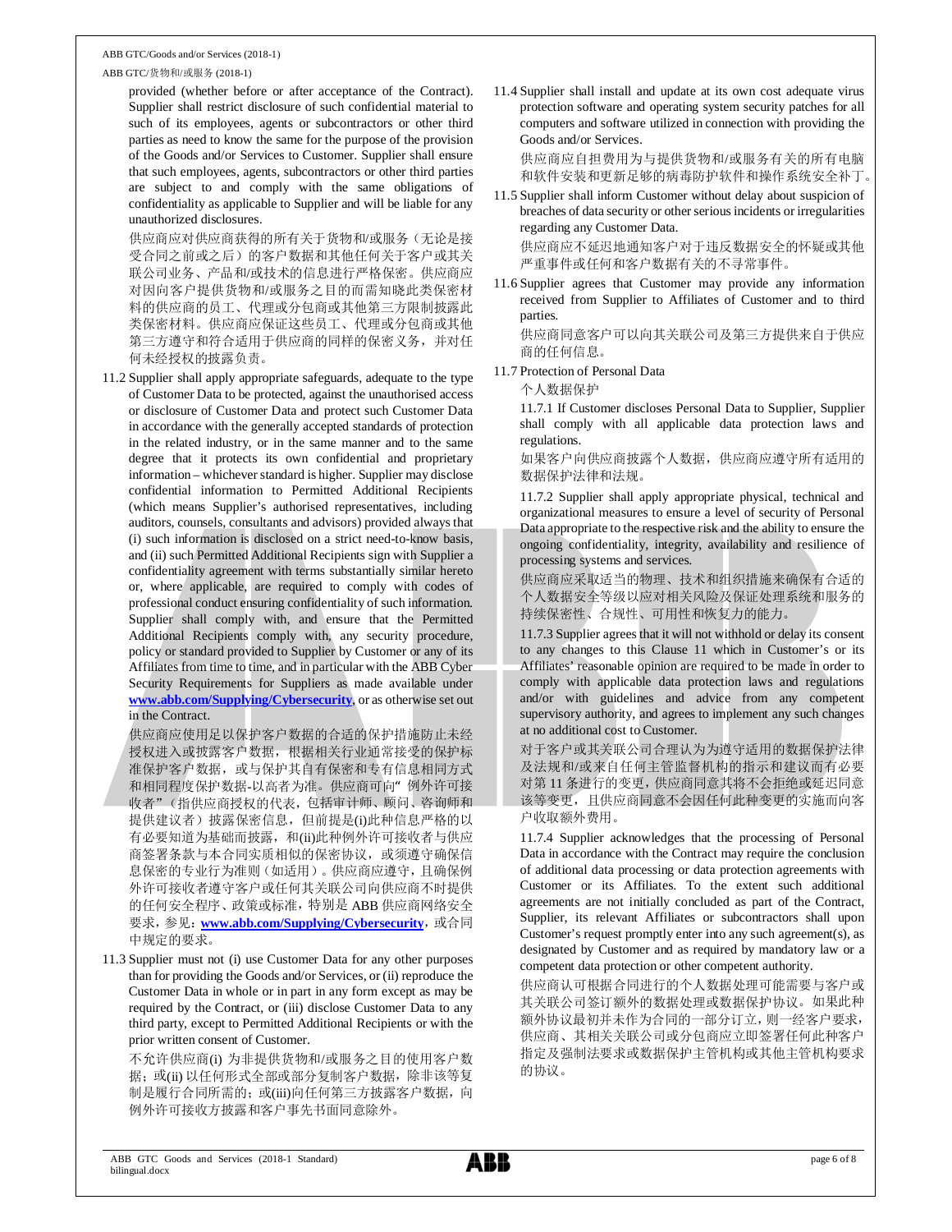provided (whether before or after acceptance of the Contract). Supplier shall restrict disclosure of such confidential material to such of its employees, agents or subcontractors or other third parties as need to know the same for the purpose of the provision of the Goods and/or Services to Customer. Supplier shall ensure that such employees, agents, subcontractors or other third parties are subject to and comply with the same obligations of confidentiality as applicable to Supplier and will be liable for any unauthorized disclosures.

供应商应对供应商获得的所有关于货物和/或服务（无论是接受合同之前或之后）的客户数据和其他任何关于客户或其关联公司业务、产品和/或技术的信息进行严格保密。供应商应对因向客户提供货物和/或服务之目的而需知晓此类保密材料的供应商的员工、代理或分包商或其他第三方限制披露此类保密材料。供应商应保证这些员工、代理或分包商或其他第三方遵守和符合适用于供应商的同样的保密义务，并对任何未经授权的披露负责。

11.2 Supplier shall apply appropriate safeguards, adequate to the type of Customer Data to be protected, against the unauthorised access or disclosure of Customer Data and protect such Customer Data in accordance with the generally accepted standards of protection in the related industry, or in the same manner and to the same degree that it protects its own confidential and proprietary information – whichever standard is higher. Supplier may disclose confidential information to Permitted Additional Recipients (which means Supplier's authorised representatives, including auditors, counsels, consultants and advisors) provided always that (i) such information is disclosed on a strict need-to-know basis, and (ii) such Permitted Additional Recipients sign with Supplier a confidentiality agreement with terms substantially similar hereto or, where applicable, are required to comply with codes of professional conduct ensuring confidentiality of such information. Supplier shall comply with, and ensure that the Permitted Additional Recipients comply with, any security procedure, policy or standard provided to Supplier by Customer or any of its Affiliates from time to time, and in particular with the ABB Cyber Security Requirements for Suppliers as made available under **www.abb.com/Supplying/Cybersecurity**, or as otherwise set out in the Contract.

供应商应使用足以保护客户数据的合适的保护措施防止未经授权进入或披露客户数据，根据相关行业通常接受的保护标准保护客户数据，或与保护其自有保密和专有信息相同方式和相同程度保护数据-以高者为准。供应商可向"例外许可接收者"（指供应商授权的代表，包括审计师、顾问、咨询师和提供建议者）披露保密信息，但前提是(i)此种信息严格的以有必要知道为基础而披露，和(ii)此种例外许可接收者与供应商签署条款与本合同实质相似的保密协议，或须遵守确保信息保密的专业行为准则（如适用）。供应商应遵守，且确保例外许可接收者遵守客户或任何其关联公司向供应商不时提供的任何安全程序、政策或标准，特别是 ABB 供应商网络安全要求，参见：**www.abb.com/Supplying/Cybersecurity**，或合同中规定的要求。

11.3 Supplier must not (i) use Customer Data for any other purposes than for providing the Goods and/or Services, or (ii) reproduce the Customer Data in whole or in part in any form except as may be required by the Contract, or (iii) disclose Customer Data to any third party, except to Permitted Additional Recipients or with the prior written consent of Customer.

不允许供应商(i) 为非提供货物和/或服务之目的使用客户数据；或(ii) 以任何形式全部或部分复制客户数据，除非该等复制是履行合同所需的；或(iii)向任何第三方披露客户数据，向例外许可接收方披露和客户事先书面同意除外。

11.4 Supplier shall install and update at its own cost adequate virus protection software and operating system security patches for all computers and software utilized in connection with providing the Goods and/or Services.

供应商应自担费用为与提供货物和/或服务有关的所有电脑和软件安装和更新足够的病毒防护软件和操作系统安全补丁。

11.5 Supplier shall inform Customer without delay about suspicion of breaches of data security or other serious incidents or irregularities regarding any Customer Data.

供应商应不延迟地通知客户对于违反数据安全的怀疑或其他严重事件或任何和客户数据有关的不寻常事件。

11.6 Supplier agrees that Customer may provide any information received from Supplier to Affiliates of Customer and to third parties.

供应商同意客户可以向其关联公司及第三方提供来自于供应商的任何信息。

11.7 Protection of Personal Data

个人数据保护

11.7.1 If Customer discloses Personal Data to Supplier, Supplier shall comply with all applicable data protection laws and regulations.

如果客户向供应商披露个人数据，供应商应遵守所有适用的数据保护法律和法规。

11.7.2 Supplier shall apply appropriate physical, technical and organizational measures to ensure a level of security of Personal Data appropriate to the respective risk and the ability to ensure the ongoing confidentiality, integrity, availability and resilience of processing systems and services.

供应商应采取适当的物理、技术和组织措施来确保有合适的个人数据安全等级以应对相关风险及保证处理系统和服务的持续保密性、合规性、可用性和恢复力的能力。

11.7.3 Supplier agrees that it will not withhold or delay its consent to any changes to this Clause 11 which in Customer's or its Affiliates' reasonable opinion are required to be made in order to comply with applicable data protection laws and regulations and/or with guidelines and advice from any competent supervisory authority, and agrees to implement any such changes at no additional cost to Customer.

对于客户或其关联公司合理认为为遵守适用的数据保护法律及法规和/或来自任何主管监督机构的指示和建议而有必要对第 11 条进行的变更，供应商同意其将不会拒绝或延迟同意该等变更，且供应商同意不会因任何此种变更的实施而向客户收取额外费用。

11.7.4 Supplier acknowledges that the processing of Personal Data in accordance with the Contract may require the conclusion of additional data processing or data protection agreements with Customer or its Affiliates. To the extent such additional agreements are not initially concluded as part of the Contract, Supplier, its relevant Affiliates or subcontractors shall upon Customer's request promptly enter into any such agreement(s), as designated by Customer and as required by mandatory law or a competent data protection or other competent authority.

供应商认可根据合同进行的个人数据处理可能需要与客户或其关联公司签订额外的数据处理或数据保护协议。如果此种额外协议最初并未作为合同的一部分订立，则一经客户要求，供应商、其相关关联公司或分包商应立即签署任何此种客户指定及强制法要求或数据保护主管机构或其他主管机构要求的协议。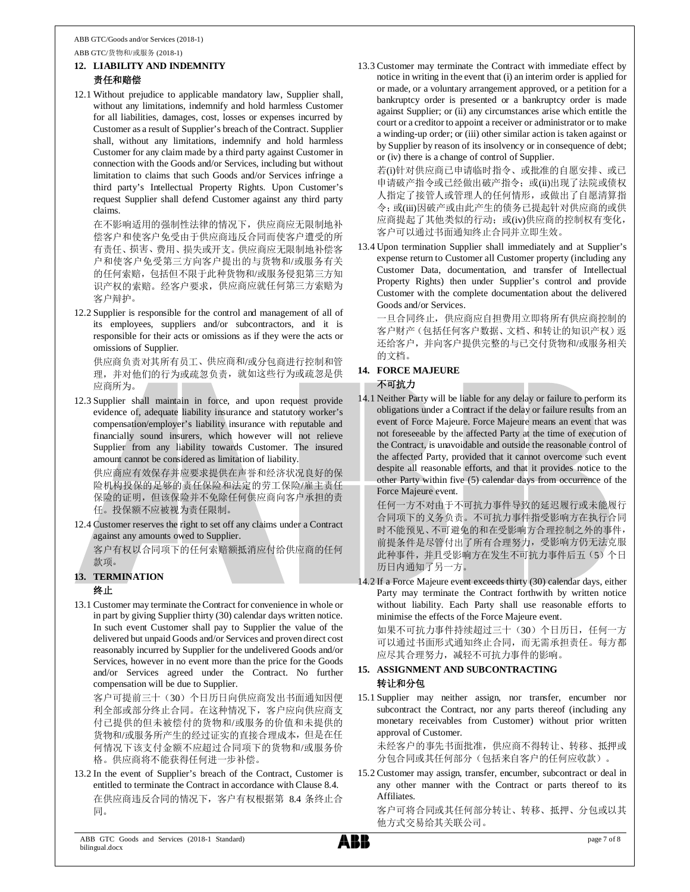## 12. LIABILITY AND INDEMNITY

## 责任和赔偿

12.1 Without prejudice to applicable mandatory law, Supplier shall, without any limitations, indemnify and hold harmless Customer for all liabilities, damages, cost, losses or expenses incurred by Customer as a result of Supplier's breach of the Contract. Supplier shall, without any limitations, indemnify and hold harmless Customer for any claim made by a third party against Customer in connection with the Goods and/or Services, including but without limitation to claims that such Goods and/or Services infringe a third party's Intellectual Property Rights. Upon Customer's request Supplier shall defend Customer against any third party claims.

在不影响适用的强制性法律的情况下，供应商应无限制地补偿客户和使客户免受由于供应商违反合同而使客户遭受的所有责任、损害、费用、损失或开支。供应商应无限制地补偿客户和使客户免受第三方向客户提出的与货物和/或服务有关的任何索赔，包括但不限于此种货物和/或服务侵犯第三方知识产权的索赔。经客户要求，供应商应就任何第三方索赔为客户辩护。

12.2 Supplier is responsible for the control and management of all of its employees, suppliers and/or subcontractors, and it is responsible for their acts or omissions as if they were the acts or omissions of Supplier.

供应商负责对其所有员工、供应商和/或分包商进行控制和管理，并对他们的行为或疏忽负责，就如这些行为或疏忽是供应商所为。

12.3 Supplier shall maintain in force, and upon request provide evidence of, adequate liability insurance and statutory worker's compensation/employer's liability insurance with reputable and financially sound insurers, which however will not relieve Supplier from any liability towards Customer. The insured amount cannot be considered as limitation of liability.

供应商应有效保存并应要求提供在声誉和经济状况良好的保险机构投保的足够的责任保险和法定的劳工保险/雇主责任保险的证明，但该保险并不免除任何供应商向客户承担的责任。投保额不应被视为责任限制。

12.4 Customer reserves the right to set off any claims under a Contract against any amounts owed to Supplier.

客户有权以合同项下的任何索赔额抵消应付给供应商的任何款项。

## 13. TERMINATION

## 终止

13.1 Customer may terminate the Contract for convenience in whole or in part by giving Supplier thirty (30) calendar days written notice. In such event Customer shall pay to Supplier the value of the delivered but unpaid Goods and/or Services and proven direct cost reasonably incurred by Supplier for the undelivered Goods and/or Services, however in no event more than the price for the Goods and/or Services agreed under the Contract. No further compensation will be due to Supplier.

客户可提前三十（30）个日历日向供应商发出书面通知因便利全部或部分终止合同。在这种情况下，客户应向供应商支付已提供的但未被偿付的货物和/或服务的价值和未提供的货物和/或服务所产生的经过证实的直接合理成本，但是在任何情况下该支付金额不应超过合同项下的货物和/或服务价格。供应商将不能获得任何进一步补偿。

13.2 In the event of Supplier's breach of the Contract, Customer is entitled to terminate the Contract in accordance with Clause 8.4.

在供应商违反合同的情况下，客户有权根据第 8.4 条终止合同。

13.3 Customer may terminate the Contract with immediate effect by notice in writing in the event that (i) an interim order is applied for or made, or a voluntary arrangement approved, or a petition for a bankruptcy order is presented or a bankruptcy order is made against Supplier; or (ii) any circumstances arise which entitle the court or a creditor to appoint a receiver or administrator or to make a winding-up order; or (iii) other similar action is taken against or by Supplier by reason of its insolvency or in consequence of debt; or (iv) there is a change of control of Supplier.

若(i)针对供应商已申请临时指令、或批准的自愿安排、或已申请破产指令或已经做出破产指令；或(ii)出现了法院或债权人指定了接管人或管理人的任何情形，或做出了自愿清算指令；或(iii)因破产或由此产生的债务已提起针对供应商的或供应商提起了其他类似的行动；或(iv)供应商的控制权有变化，客户可以通过书面通知终止合同并立即生效。

13.4 Upon termination Supplier shall immediately and at Supplier's expense return to Customer all Customer property (including any Customer Data, documentation, and transfer of Intellectual Property Rights) then under Supplier's control and provide Customer with the complete documentation about the delivered Goods and/or Services.

一旦合同终止，供应商应自担费用立即将所有供应商控制的客户财产（包括任何客户数据、文档、和转让的知识产权）返还给客户，并向客户提供完整的与已交付货物和/或服务相关的文档。

## 14. FORCE MAJEURE

## 不可抗力

14.1 Neither Party will be liable for any delay or failure to perform its obligations under a Contract if the delay or failure results from an event of Force Majeure. Force Majeure means an event that was not foreseeable by the affected Party at the time of execution of the Contract, is unavoidable and outside the reasonable control of the affected Party, provided that it cannot overcome such event despite all reasonable efforts, and that it provides notice to the other Party within five (5) calendar days from occurrence of the Force Majeure event.

任何一方不对由于不可抗力事件导致的延迟履行或未能履行合同项下的义务负责。不可抗力事件指受影响方在执行合同时不能预见、不可避免的和在受影响方合理控制之外的事件，前提条件是尽管付出了所有合理努力，受影响方仍无法克服此种事件，并且受影响方在发生不可抗力事件后五（5）个日历日内通知了另一方。

14.2 If a Force Majeure event exceeds thirty (30) calendar days, either Party may terminate the Contract forthwith by written notice without liability. Each Party shall use reasonable efforts to minimise the effects of the Force Majeure event.

如果不可抗力事件持续超过三十（30）个日历日，任何一方可以通过书面形式通知终止合同，而无需承担责任。每方都应尽其合理努力，减轻不可抗力事件的影响。

## 15. ASSIGNMENT AND SUBCONTRACTING

## 转让和分包

15.1 Supplier may neither assign, nor transfer, encumber nor subcontract the Contract, nor any parts thereof (including any monetary receivables from Customer) without prior written approval of Customer.

未经客户的事先书面批准，供应商不得转让、转移、抵押或分包合同或其任何部分（包括来自客户的任何应收款）。

15.2 Customer may assign, transfer, encumber, subcontract or deal in any other manner with the Contract or parts thereof to its Affiliates.

客户可将合同或其任何部分转让、转移、抵押、分包或以其他方式交易给其关联公司。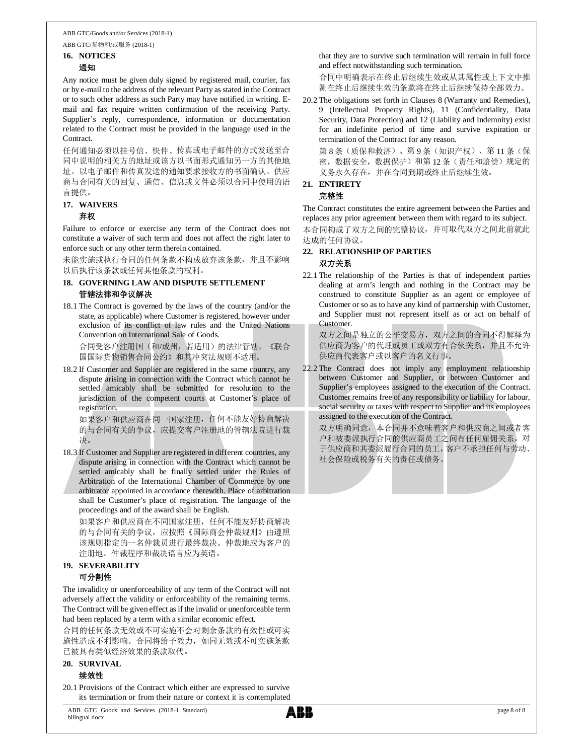## 16. NOTICES

## 通知

Any notice must be given duly signed by registered mail, courier, fax or by e-mail to the address of the relevant Party as stated in the Contract or to such other address as such Party may have notified in writing. E-mail and fax require written confirmation of the receiving Party. Supplier's reply, correspondence, information or documentation related to the Contract must be provided in the language used in the Contract.

任何通知必须以挂号信、快件、传真或电子邮件的方式发送至合同中说明的相关方的地址或该方以书面形式通知另一方的其他地址。以电子邮件和传真发送的通知要求接收方的书面确认。供应商与合同有关的回复、通信、信息或文件必须以合同中使用的语言提供。

## 17. WAIVERS

## 弃权

Failure to enforce or exercise any term of the Contract does not constitute a waiver of such term and does not affect the right later to enforce such or any other term therein contained.

未能实施或执行合同的任何条款不构成放弃该条款，并且不影响以后执行该条款或任何其他条款的权利。

## 18. GOVERNING LAW AND DISPUTE SETTLEMENT

## 管辖法律和争议解决

18.1 The Contract is governed by the laws of the country (and/or the state, as applicable) where Customer is registered, however under exclusion of its conflict of law rules and the United Nations Convention on International Sale of Goods.

合同受客户注册国（和/或州，若适用）的法律管辖，《联合国国际货物销售合同公约》和其冲突法规则不适用。

18.2 If Customer and Supplier are registered in the same country, any dispute arising in connection with the Contract which cannot be settled amicably shall be submitted for resolution to the jurisdiction of the competent courts at Customer's place of registration.

如果客户和供应商在同一国家注册，任何不能友好协商解决的与合同有关的争议，应提交客户注册地的管辖法院进行裁决。

18.3 If Customer and Supplier are registered in different countries, any dispute arising in connection with the Contract which cannot be settled amicably shall be finally settled under the Rules of Arbitration of the International Chamber of Commerce by one arbitrator appointed in accordance therewith. Place of arbitration shall be Customer's place of registration. The language of the proceedings and of the award shall be English.

如果客户和供应商在不同国家注册，任何不能友好协商解决的与合同有关的争议，应按照《国际商会仲裁规则》由遵照该规则指定的一名仲裁员进行最终裁决。仲裁地应为客户的注册地。仲裁程序和裁决语言应为英语。

## 19. SEVERABILITY

## 可分割性

The invalidity or unenforceability of any term of the Contract will not adversely affect the validity or enforceability of the remaining terms. The Contract will be given effect as if the invalid or unenforceable term had been replaced by a term with a similar economic effect.

合同的任何条款无效或不可实施不会对剩余条款的有效性或可实施性造成不利影响。合同将给予效力，如同无效或不可实施条款已被具有类似经济效果的条款取代。

## 20. SURVIVAL

## 续效性

20.1 Provisions of the Contract which either are expressed to survive its termination or from their nature or context it is contemplated that they are to survive such termination will remain in full force and effect notwithstanding such termination.

合同中明确表示在终止后继续生效或从其属性或上下文中推测在终止后继续生效的条款将在终止后继续保持全部效力。

20.2 The obligations set forth in Clauses 8 (Warranty and Remedies), 9 (Intellectual Property Rights), 11 (Confidentiality, Data Security, Data Protection) and 12 (Liability and Indemnity) exist for an indefinite period of time and survive expiration or termination of the Contract for any reason.

第 8 条（质保和救济）、第 9 条（知识产权）、第 11 条（保密，数据安全，数据保护）和第 12 条（责任和赔偿）规定的义务永久存在，并在合同到期或终止后继续生效。

## 21. ENTIRETY

## 完整性

The Contract constitutes the entire agreement between the Parties and replaces any prior agreement between them with regard to its subject.

本合同构成了双方之间的完整协议，并可取代双方之间此前就此达成的任何协议。

## 22. RELATIONSHIP OF PARTIES

## 双方关系

22.1 The relationship of the Parties is that of independent parties dealing at arm's length and nothing in the Contract may be construed to constitute Supplier as an agent or employee of Customer or so as to have any kind of partnership with Customer, and Supplier must not represent itself as or act on behalf of Customer.

双方之间是独立的公平交易方，双方之间的合同不得解释为供应商为客户的代理或员工或双方有合伙关系，并且不允许供应商代表客户或以客户的名义行事。

22.2 The Contract does not imply any employment relationship between Customer and Supplier, or between Customer and Supplier's employees assigned to the execution of the Contract. Customer remains free of any responsibility or liability for labour, social security or taxes with respect to Supplier and its employees assigned to the execution of the Contract.

双方明确同意，本合同并不意味着客户和供应商之间或者客户和被委派执行合同的供应商员工之间有任何雇佣关系。对于供应商和其委派履行合同的员工，客户不承担任何与劳动、社会保险或税务有关的责任或债务。